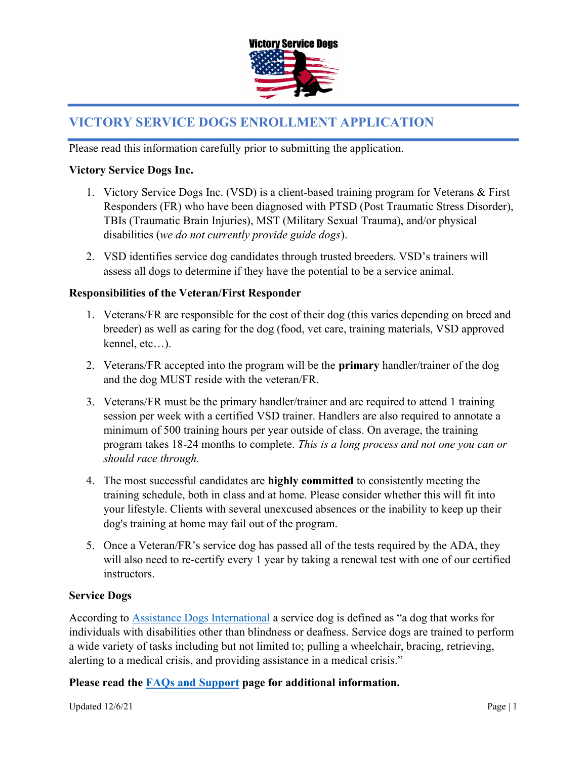# VICTORY SERVICE DOGS ENROLLMENT APPLICATION

Please read this information carefully prior to submitting the application.

**Victory Service Dogs Inc.**

1. Victory Service Dogs Inc. (VSD) is a client-based training program for Veterans & First Responders (FR) who have been diagnosed with PTSD (Post Traumatic Stress Disorder), TBIs (Traumatic Brain Injuries), MST (Military Sexual Trauma), and/or physical disabilities (*we do not currently provide guide dogs*).
2. VSD identifies service dog candidates through trusted breeders. VSD's trainers will assess all dogs to determine if they have the potential to be a service animal.

**Responsibilities of the Veteran/First Responder**

1. Veterans/FR are responsible for the cost of their dog (this varies depending on breed and breeder) as well as caring for the dog (food, vet care, training materials, VSD approved kennel, etc…).
2. Veterans/FR accepted into the program will be the **primary** handler/trainer of the dog and the dog MUST reside with the veteran/FR.
3. Veterans/FR must be the primary handler/trainer and are required to attend 1 training session per week with a certified VSD trainer. Handlers are also required to annotate a minimum of 500 training hours per year outside of class. On average, the training program takes 18-24 months to complete. *This is a long process and not one you can or should race through.*
4. The most successful candidates are **highly committed** to consistently meeting the training schedule, both in class and at home. Please consider whether this will fit into your lifestyle. Clients with several unexcused absences or the inability to keep up their dog's training at home may fail out of the program.
5. Once a Veteran/FR's service dog has passed all of the tests required by the ADA, they will also need to re-certify every 1 year by taking a renewal test with one of our certified instructors.

**Service Dogs**

According to Assistance Dogs International a service dog is defined as "a dog that works for individuals with disabilities other than blindness or deafness. Service dogs are trained to perform a wide variety of tasks including but not limited to; pulling a wheelchair, bracing, retrieving, alerting to a medical crisis, and providing assistance in a medical crisis."

**Please read the FAQs and Support page for additional information.**

Updated 12/6/21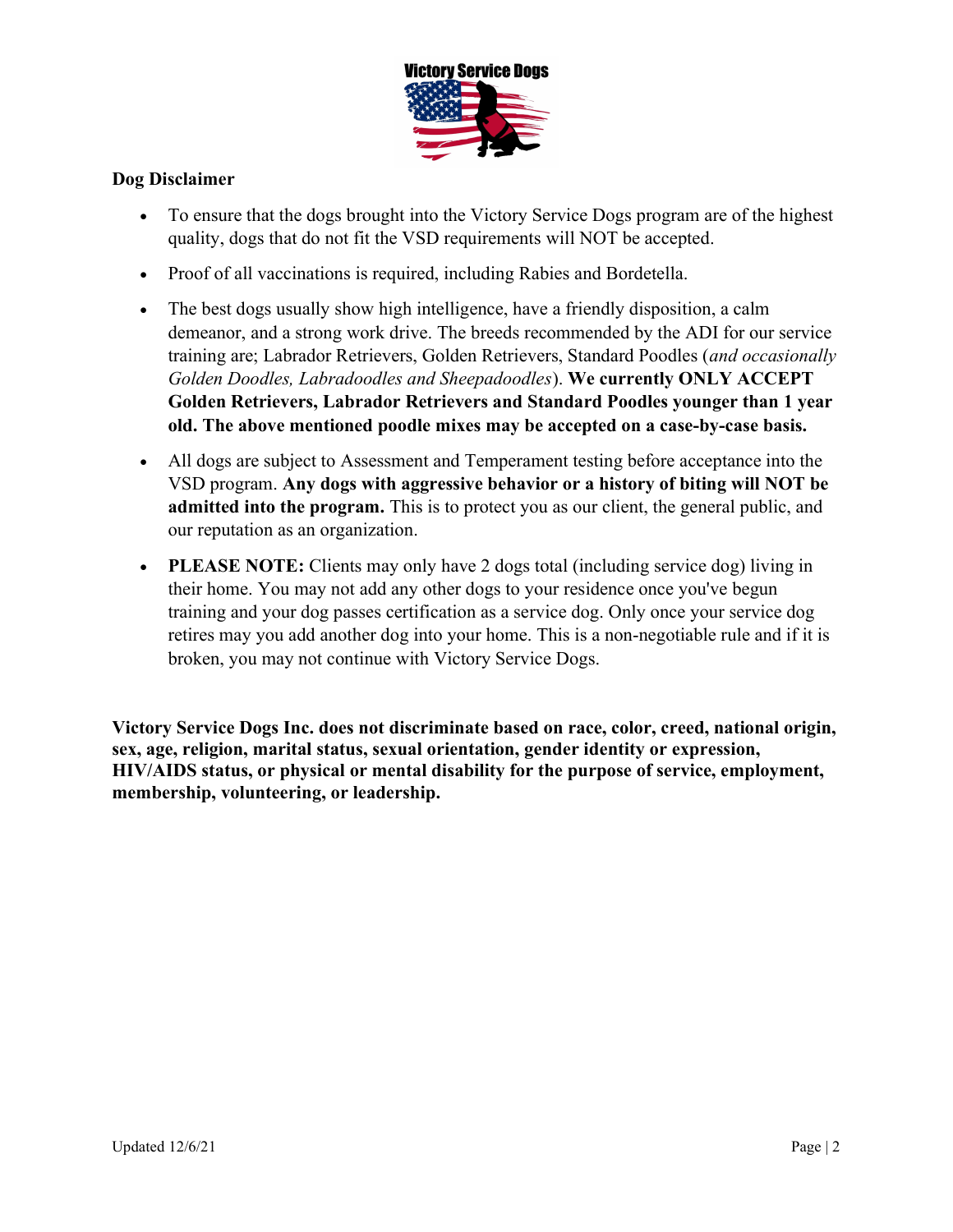**Dog Disclaimer**

- To ensure that the dogs brought into the Victory Service Dogs program are of the highest quality, dogs that do not fit the VSD requirements will NOT be accepted.
- Proof of all vaccinations is required, including Rabies and Bordetella.
- The best dogs usually show high intelligence, have a friendly disposition, a calm demeanor, and a strong work drive. The breeds recommended by the ADI for our service training are; Labrador Retrievers, Golden Retrievers, Standard Poodles (*and occasionally Golden Doodles, Labradoodles and Sheepadoodles*). **We currently ONLY ACCEPT Golden Retrievers, Labrador Retrievers and Standard Poodles younger than 1 year old. The above mentioned poodle mixes may be accepted on a case-by-case basis.**
- All dogs are subject to Assessment and Temperament testing before acceptance into the VSD program. **Any dogs with aggressive behavior or a history of biting will NOT be admitted into the program.** This is to protect you as our client, the general public, and our reputation as an organization.
- **PLEASE NOTE:** Clients may only have 2 dogs total (including service dog) living in their home. You may not add any other dogs to your residence once you've begun training and your dog passes certification as a service dog. Only once your service dog retires may you add another dog into your home. This is a non-negotiable rule and if it is broken, you may not continue with Victory Service Dogs.

**Victory Service Dogs Inc. does not discriminate based on race, color, creed, national origin, sex, age, religion, marital status, sexual orientation, gender identity or expression, HIV/AIDS status, or physical or mental disability for the purpose of service, employment, membership, volunteering, or leadership.**

Updated 12/6/21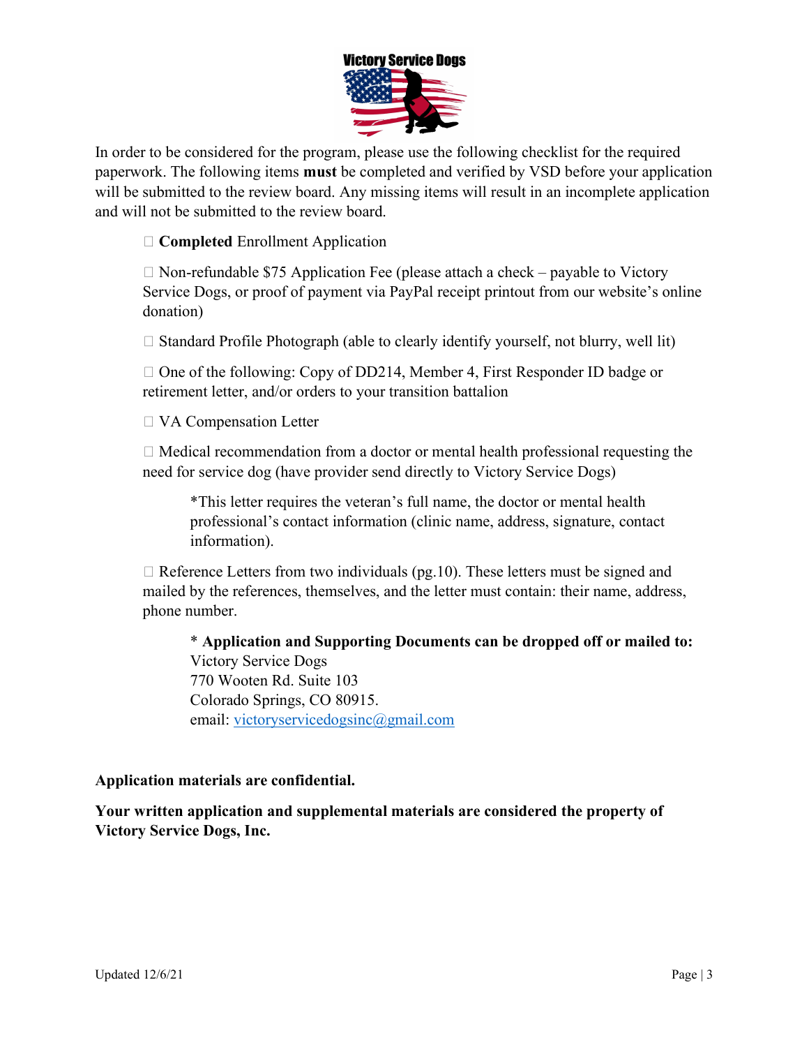In order to be considered for the program, please use the following checklist for the required paperwork. The following items **must** be completed and verified by VSD before your application will be submitted to the review board. Any missing items will result in an incomplete application and will not be submitted to the review board.

- ☐ **Completed** Enrollment Application

- ☐ Non-refundable $75 Application Fee (please attach a check – payable to Victory Service Dogs, or proof of payment via PayPal receipt printout from our website's online donation)

- ☐ Standard Profile Photograph (able to clearly identify yourself, not blurry, well lit)

- ☐ One of the following: Copy of DD214, Member 4, First Responder ID badge or retirement letter, and/or orders to your transition battalion

- ☐ VA Compensation Letter

- ☐ Medical recommendation from a doctor or mental health professional requesting the need for service dog (have provider send directly to Victory Service Dogs)

  *This letter requires the veteran's full name, the doctor or mental health professional's contact information (clinic name, address, signature, contact information).

- ☐ Reference Letters from two individuals (pg.10). These letters must be signed and mailed by the references, themselves, and the letter must contain: their name, address, phone number.

  \* **Application and Supporting Documents can be dropped off or mailed to:**
  Victory Service Dogs
  770 Wooten Rd. Suite 103
  Colorado Springs, CO 80915.
  email: victoryservicedogsinc@gmail.com

**Application materials are confidential.**

**Your written application and supplemental materials are considered the property of Victory Service Dogs, Inc.**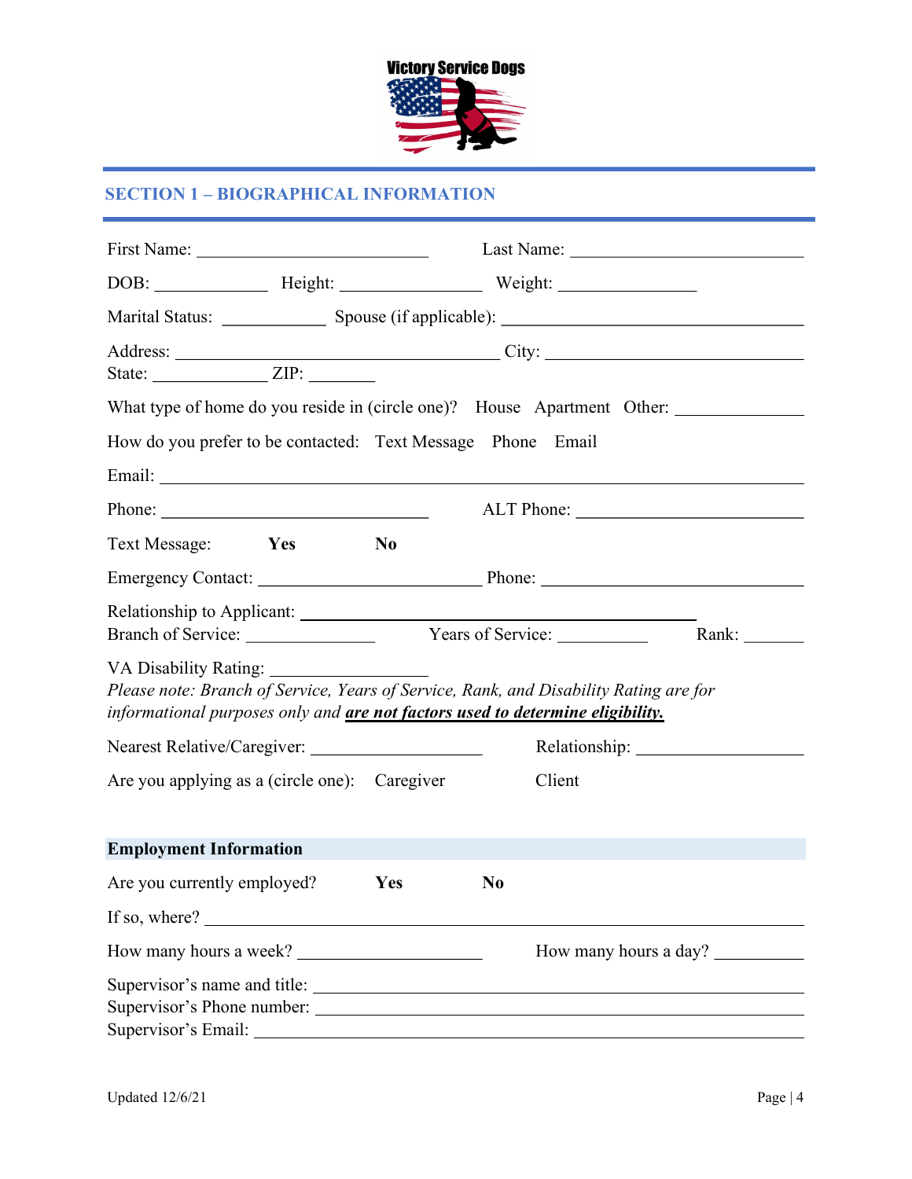Victory Service Dogs

## SECTION 1 – BIOGRAPHICAL INFORMATION

First Name: ___________________________ Last Name: ___________________________

DOB: _____________ Height: ________________ Weight: ________________

Marital Status: ____________ Spouse (if applicable): ____________________________________

Address: ______________________________________ City: ______________________________
State: _____________ ZIP: ________

What type of home do you reside in (circle one)? House Apartment Other: ______________

How do you prefer to be contacted: Text Message Phone Email

Email: ___________________________________________________________________________

Phone: _______________________________ ALT Phone: ___________________________

Text Message: **Yes** **No**

Emergency Contact: __________________________ Phone: ______________________________

Relationship to Applicant: ____________________________________________
Branch of Service: _______________ Years of Service: __________ Rank: _______

VA Disability Rating: __________________
*Please note: Branch of Service, Years of Service, Rank, and Disability Rating are for informational purposes only and **are not factors used to determine eligibility.***

Nearest Relative/Caregiver: ____________________ Relationship: ___________________

Are you applying as a (circle one): Caregiver Client

### Employment Information

Are you currently employed? **Yes** **No**

If so, where? ____________________________________________________________________

How many hours a week? _____________________ How many hours a day? __________

Supervisor's name and title: _______________________________________________________
Supervisor's Phone number: ________________________________________________________
Supervisor's Email: _______________________________________________________________

Updated 12/6/21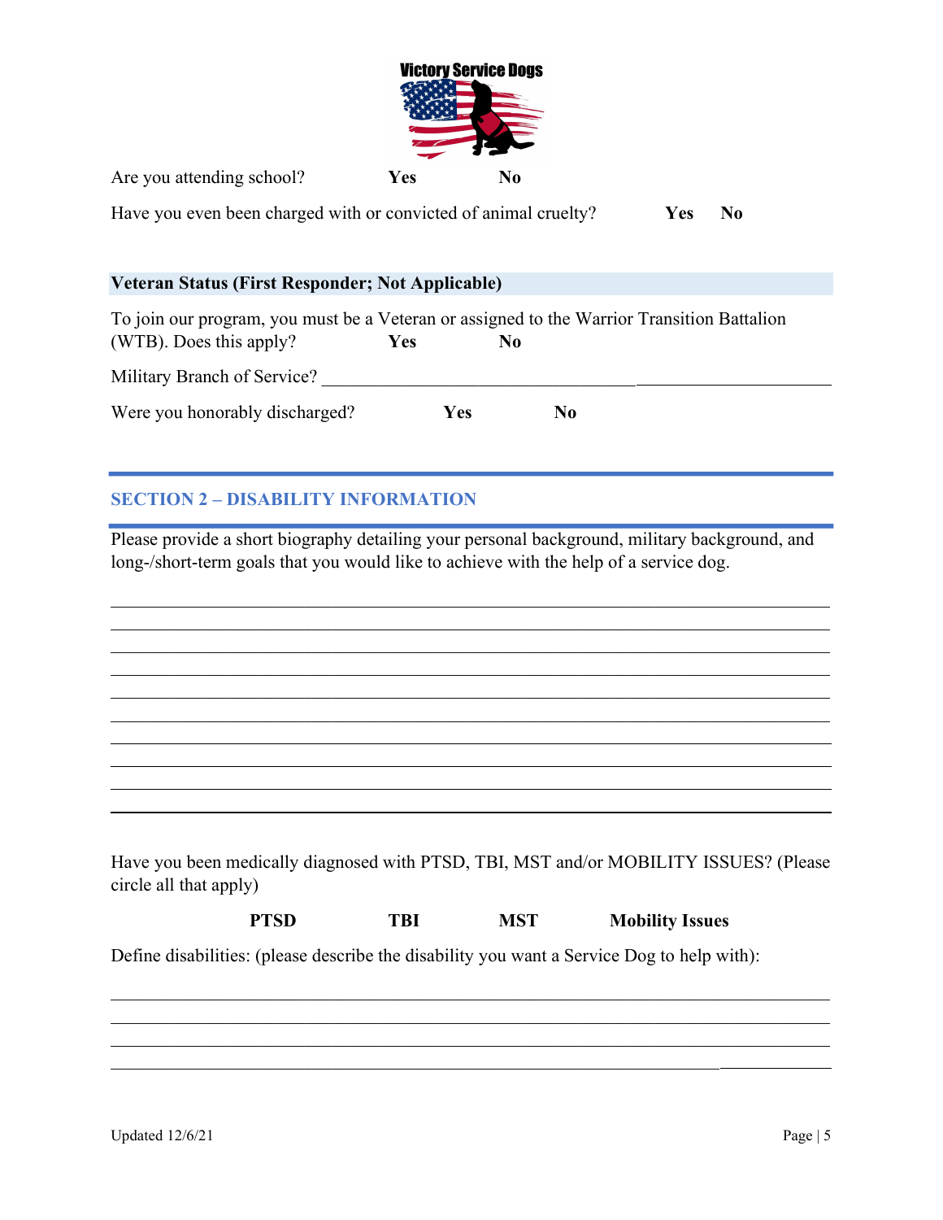Are you attending school? **Yes** **No**

Have you even been charged with or convicted of animal cruelty? **Yes** **No**

**Veteran Status (First Responder; Not Applicable)**

To join our program, you must be a Veteran or assigned to the Warrior Transition Battalion (WTB). Does this apply? **Yes** **No**

Military Branch of Service? ______________________________________________________

Were you honorably discharged? **Yes** **No**

## SECTION 2 – DISABILITY INFORMATION

Please provide a short biography detailing your personal background, military background, and long-/short-term goals that you would like to achieve with the help of a service dog.

__________________________________________________________________________________
__________________________________________________________________________________
__________________________________________________________________________________
__________________________________________________________________________________
__________________________________________________________________________________
__________________________________________________________________________________
__________________________________________________________________________________
__________________________________________________________________________________
__________________________________________________________________________________
__________________________________________________________________________________

Have you been medically diagnosed with PTSD, TBI, MST and/or MOBILITY ISSUES? (Please circle all that apply)

**PTSD** **TBI** **MST** **Mobility Issues**

Define disabilities: (please describe the disability you want a Service Dog to help with):

__________________________________________________________________________________
__________________________________________________________________________________
__________________________________________________________________________________
__________________________________________________________________________________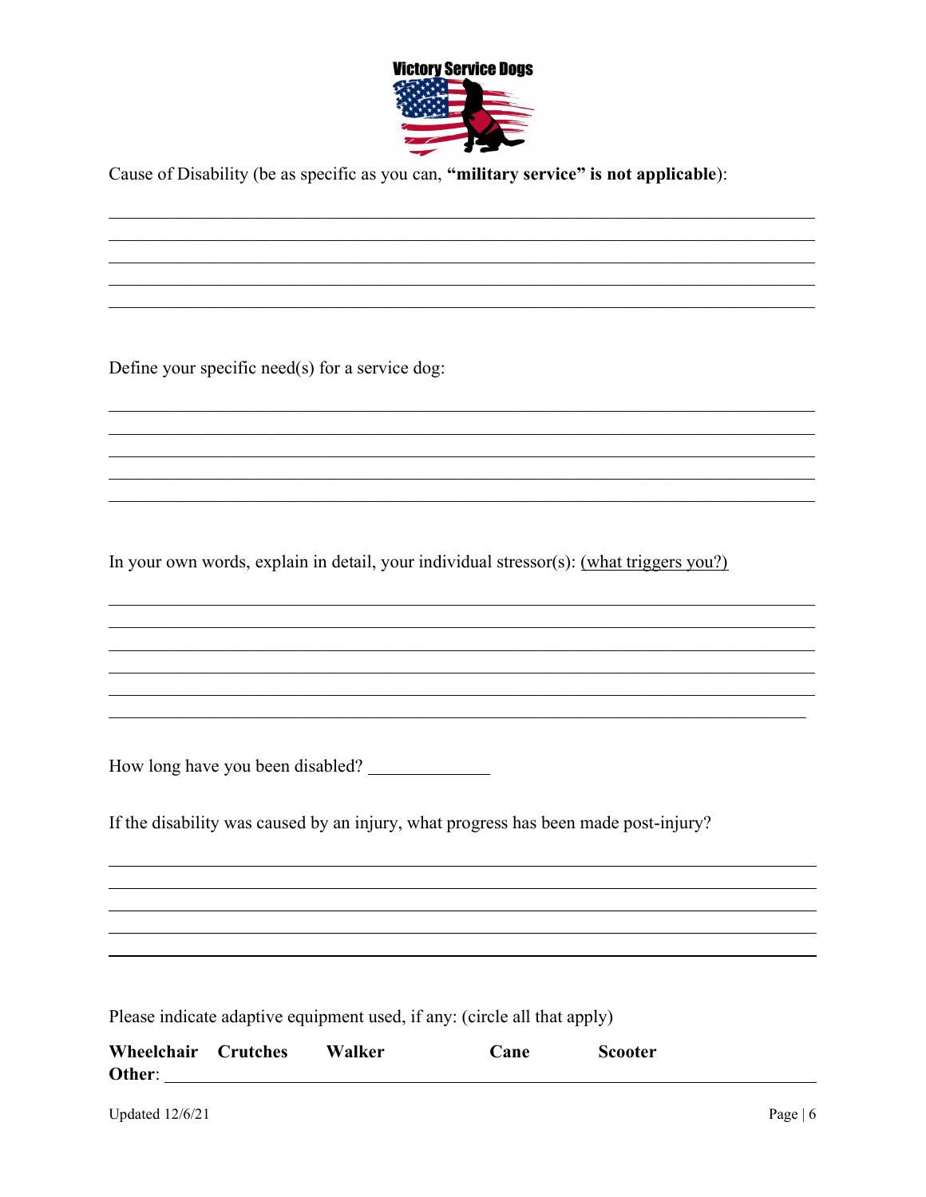Victory Service Dogs

Cause of Disability (be as specific as you can, **"military service" is not applicable**):

Define your specific need(s) for a service dog:

In your own words, explain in detail, your individual stressor(s): <u>(what triggers you?)</u>

How long have you been disabled? ______________

If the disability was caused by an injury, what progress has been made post-injury?

Please indicate adaptive equipment used, if any: (circle all that apply)

**Wheelchair** **Crutches** **Walker** **Cane** **Scooter**
**Other**: ______________________________________________

Updated 12/6/21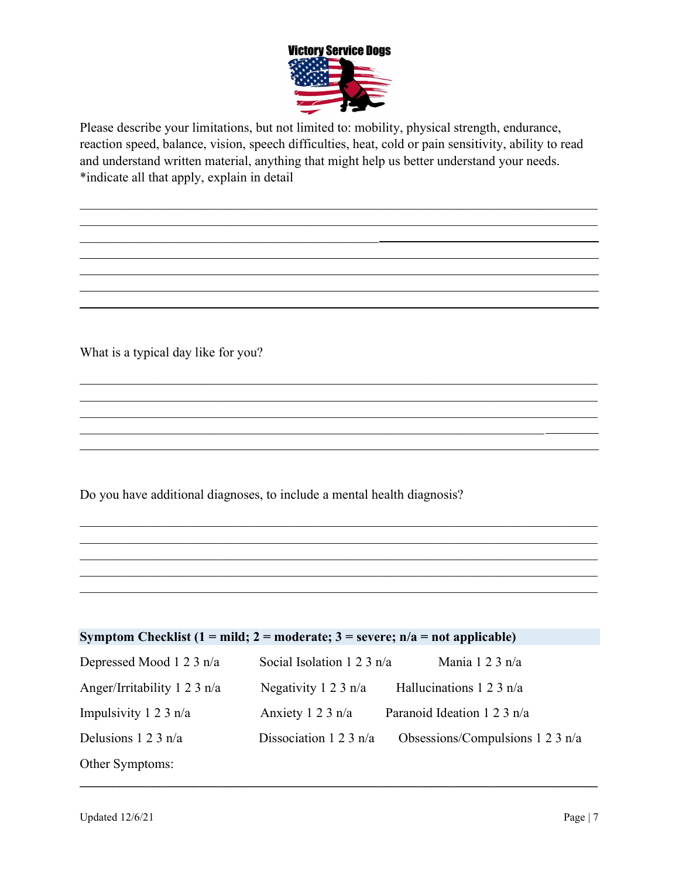Victory Service Dogs

Please describe your limitations, but not limited to: mobility, physical strength, endurance, reaction speed, balance, vision, speech difficulties, heat, cold or pain sensitivity, ability to read and understand written material, anything that might help us better understand your needs. *indicate all that apply, explain in detail

_______________________________________________________________________________
_______________________________________________________________________________
_______________________________________________________________________________
_______________________________________________________________________________
_______________________________________________________________________________
_______________________________________________________________________________
_______________________________________________________________________________

What is a typical day like for you?

_______________________________________________________________________________
_______________________________________________________________________________
_______________________________________________________________________________
_______________________________________________________________________________
_______________________________________________________________________________

Do you have additional diagnoses, to include a mental health diagnosis?

_______________________________________________________________________________
_______________________________________________________________________________
_______________________________________________________________________________
_______________________________________________________________________________
_______________________________________________________________________________

**Symptom Checklist (1 = mild; 2 = moderate; 3 = severe; n/a = not applicable)**

| | | |
|---|---|---|
| Depressed Mood 1 2 3 n/a | Social Isolation 1 2 3 n/a | Mania 1 2 3 n/a |
| Anger/Irritability 1 2 3 n/a | Negativity 1 2 3 n/a | Hallucinations 1 2 3 n/a |
| Impulsivity 1 2 3 n/a | Anxiety 1 2 3 n/a | Paranoid Ideation 1 2 3 n/a |
| Delusions 1 2 3 n/a | Dissociation 1 2 3 n/a | Obsessions/Compulsions 1 2 3 n/a |

Other Symptoms:

_______________________________________________________________________________

Updated 12/6/21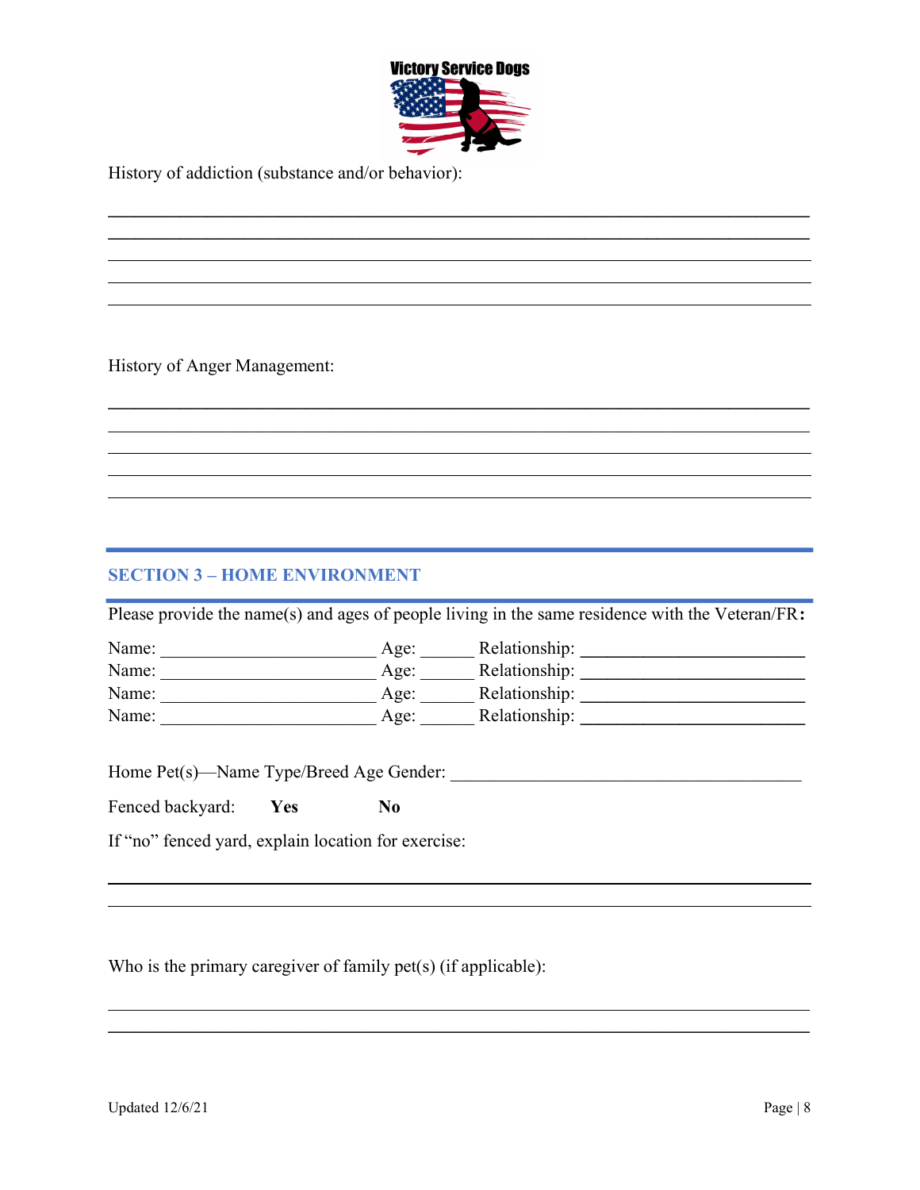History of addiction (substance and/or behavior):

\_\_\_\_\_\_\_\_\_\_\_\_\_\_\_\_\_\_\_\_\_\_\_\_\_\_\_\_\_\_\_\_\_\_\_\_\_\_\_\_\_\_\_\_\_\_\_\_\_\_\_\_\_\_\_\_\_\_\_\_\_\_\_\_\_\_\_\_\_\_\_\_\_\_\_\_

\_\_\_\_\_\_\_\_\_\_\_\_\_\_\_\_\_\_\_\_\_\_\_\_\_\_\_\_\_\_\_\_\_\_\_\_\_\_\_\_\_\_\_\_\_\_\_\_\_\_\_\_\_\_\_\_\_\_\_\_\_\_\_\_\_\_\_\_\_\_\_\_\_\_\_\_

\_\_\_\_\_\_\_\_\_\_\_\_\_\_\_\_\_\_\_\_\_\_\_\_\_\_\_\_\_\_\_\_\_\_\_\_\_\_\_\_\_\_\_\_\_\_\_\_\_\_\_\_\_\_\_\_\_\_\_\_\_\_\_\_\_\_\_\_\_\_\_\_\_\_\_\_

\_\_\_\_\_\_\_\_\_\_\_\_\_\_\_\_\_\_\_\_\_\_\_\_\_\_\_\_\_\_\_\_\_\_\_\_\_\_\_\_\_\_\_\_\_\_\_\_\_\_\_\_\_\_\_\_\_\_\_\_\_\_\_\_\_\_\_\_\_\_\_\_\_\_\_\_

\_\_\_\_\_\_\_\_\_\_\_\_\_\_\_\_\_\_\_\_\_\_\_\_\_\_\_\_\_\_\_\_\_\_\_\_\_\_\_\_\_\_\_\_\_\_\_\_\_\_\_\_\_\_\_\_\_\_\_\_\_\_\_\_\_\_\_\_\_\_\_\_\_\_\_\_

History of Anger Management:

\_\_\_\_\_\_\_\_\_\_\_\_\_\_\_\_\_\_\_\_\_\_\_\_\_\_\_\_\_\_\_\_\_\_\_\_\_\_\_\_\_\_\_\_\_\_\_\_\_\_\_\_\_\_\_\_\_\_\_\_\_\_\_\_\_\_\_\_\_\_\_\_\_\_\_\_

\_\_\_\_\_\_\_\_\_\_\_\_\_\_\_\_\_\_\_\_\_\_\_\_\_\_\_\_\_\_\_\_\_\_\_\_\_\_\_\_\_\_\_\_\_\_\_\_\_\_\_\_\_\_\_\_\_\_\_\_\_\_\_\_\_\_\_\_\_\_\_\_\_\_\_\_

\_\_\_\_\_\_\_\_\_\_\_\_\_\_\_\_\_\_\_\_\_\_\_\_\_\_\_\_\_\_\_\_\_\_\_\_\_\_\_\_\_\_\_\_\_\_\_\_\_\_\_\_\_\_\_\_\_\_\_\_\_\_\_\_\_\_\_\_\_\_\_\_\_\_\_\_

\_\_\_\_\_\_\_\_\_\_\_\_\_\_\_\_\_\_\_\_\_\_\_\_\_\_\_\_\_\_\_\_\_\_\_\_\_\_\_\_\_\_\_\_\_\_\_\_\_\_\_\_\_\_\_\_\_\_\_\_\_\_\_\_\_\_\_\_\_\_\_\_\_\_\_\_

\_\_\_\_\_\_\_\_\_\_\_\_\_\_\_\_\_\_\_\_\_\_\_\_\_\_\_\_\_\_\_\_\_\_\_\_\_\_\_\_\_\_\_\_\_\_\_\_\_\_\_\_\_\_\_\_\_\_\_\_\_\_\_\_\_\_\_\_\_\_\_\_\_\_\_\_

## SECTION 3 – HOME ENVIRONMENT

Please provide the name(s) and ages of people living in the same residence with the Veteran/FR**:**

Name: \_\_\_\_\_\_\_\_\_\_\_\_\_\_\_\_\_\_\_\_\_\_\_\_ Age: \_\_\_\_\_\_ Relationship: \_\_\_\_\_\_\_\_\_\_\_\_\_\_\_\_\_\_\_\_\_\_\_\_\_

Name: \_\_\_\_\_\_\_\_\_\_\_\_\_\_\_\_\_\_\_\_\_\_\_\_ Age: \_\_\_\_\_\_ Relationship: \_\_\_\_\_\_\_\_\_\_\_\_\_\_\_\_\_\_\_\_\_\_\_\_\_

Name: \_\_\_\_\_\_\_\_\_\_\_\_\_\_\_\_\_\_\_\_\_\_\_\_ Age: \_\_\_\_\_\_ Relationship: \_\_\_\_\_\_\_\_\_\_\_\_\_\_\_\_\_\_\_\_\_\_\_\_\_

Name: \_\_\_\_\_\_\_\_\_\_\_\_\_\_\_\_\_\_\_\_\_\_\_\_ Age: \_\_\_\_\_\_ Relationship: \_\_\_\_\_\_\_\_\_\_\_\_\_\_\_\_\_\_\_\_\_\_\_\_\_

Home Pet(s)—Name Type/Breed Age Gender: \_\_\_\_\_\_\_\_\_\_\_\_\_\_\_\_\_\_\_\_\_\_\_\_\_\_\_\_\_\_\_\_\_\_\_\_\_\_\_\_

Fenced backyard: **Yes** **No**

If "no" fenced yard, explain location for exercise:

\_\_\_\_\_\_\_\_\_\_\_\_\_\_\_\_\_\_\_\_\_\_\_\_\_\_\_\_\_\_\_\_\_\_\_\_\_\_\_\_\_\_\_\_\_\_\_\_\_\_\_\_\_\_\_\_\_\_\_\_\_\_\_\_\_\_\_\_\_\_\_\_\_\_\_\_

\_\_\_\_\_\_\_\_\_\_\_\_\_\_\_\_\_\_\_\_\_\_\_\_\_\_\_\_\_\_\_\_\_\_\_\_\_\_\_\_\_\_\_\_\_\_\_\_\_\_\_\_\_\_\_\_\_\_\_\_\_\_\_\_\_\_\_\_\_\_\_\_\_\_\_\_

Who is the primary caregiver of family pet(s) (if applicable):

\_\_\_\_\_\_\_\_\_\_\_\_\_\_\_\_\_\_\_\_\_\_\_\_\_\_\_\_\_\_\_\_\_\_\_\_\_\_\_\_\_\_\_\_\_\_\_\_\_\_\_\_\_\_\_\_\_\_\_\_\_\_\_\_\_\_\_\_\_\_\_\_\_\_\_\_

\_\_\_\_\_\_\_\_\_\_\_\_\_\_\_\_\_\_\_\_\_\_\_\_\_\_\_\_\_\_\_\_\_\_\_\_\_\_\_\_\_\_\_\_\_\_\_\_\_\_\_\_\_\_\_\_\_\_\_\_\_\_\_\_\_\_\_\_\_\_\_\_\_\_\_\_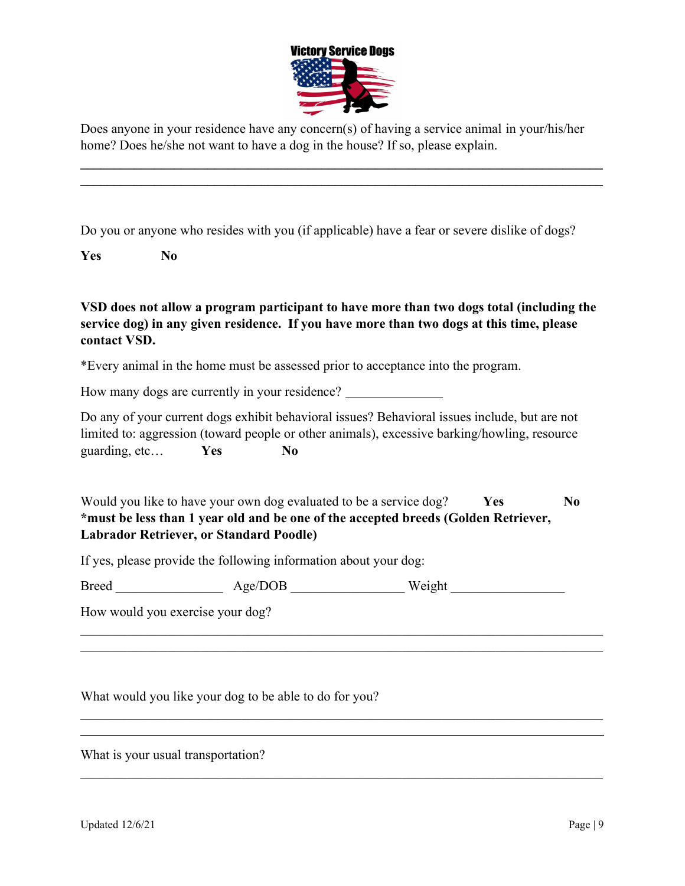Does anyone in your residence have any concern(s) of having a service animal in your/his/her home? Does he/she not want to have a dog in the house? If so, please explain.

\_\_\_\_\_\_\_\_\_\_\_\_\_\_\_\_\_\_\_\_\_\_\_\_\_\_\_\_\_\_\_\_\_\_\_\_\_\_\_\_\_\_\_\_\_\_\_\_\_\_\_\_\_\_\_\_\_\_\_\_\_\_\_\_\_\_\_\_\_\_\_\_\_\_

\_\_\_\_\_\_\_\_\_\_\_\_\_\_\_\_\_\_\_\_\_\_\_\_\_\_\_\_\_\_\_\_\_\_\_\_\_\_\_\_\_\_\_\_\_\_\_\_\_\_\_\_\_\_\_\_\_\_\_\_\_\_\_\_\_\_\_\_\_\_\_\_\_\_

Do you or anyone who resides with you (if applicable) have a fear or severe dislike of dogs?

**Yes** **No**

**VSD does not allow a program participant to have more than two dogs total (including the service dog) in any given residence. If you have more than two dogs at this time, please contact VSD.**

*Every animal in the home must be assessed prior to acceptance into the program.

How many dogs are currently in your residence? \_\_\_\_\_\_\_\_\_\_\_\_\_\_

Do any of your current dogs exhibit behavioral issues? Behavioral issues include, but are not limited to: aggression (toward people or other animals), excessive barking/howling, resource guarding, etc… **Yes** **No**

Would you like to have your own dog evaluated to be a service dog? **Yes** **No**
**\*must be less than 1 year old and be one of the accepted breeds (Golden Retriever, Labrador Retriever, or Standard Poodle)**

If yes, please provide the following information about your dog:

Breed \_\_\_\_\_\_\_\_\_\_\_\_\_\_ Age/DOB \_\_\_\_\_\_\_\_\_\_\_\_\_\_\_ Weight \_\_\_\_\_\_\_\_\_\_\_\_\_\_\_

How would you exercise your dog?

\_\_\_\_\_\_\_\_\_\_\_\_\_\_\_\_\_\_\_\_\_\_\_\_\_\_\_\_\_\_\_\_\_\_\_\_\_\_\_\_\_\_\_\_\_\_\_\_\_\_\_\_\_\_\_\_\_\_\_\_\_\_\_\_\_\_\_\_\_\_\_\_\_\_

\_\_\_\_\_\_\_\_\_\_\_\_\_\_\_\_\_\_\_\_\_\_\_\_\_\_\_\_\_\_\_\_\_\_\_\_\_\_\_\_\_\_\_\_\_\_\_\_\_\_\_\_\_\_\_\_\_\_\_\_\_\_\_\_\_\_\_\_\_\_\_\_\_\_

What would you like your dog to be able to do for you?

\_\_\_\_\_\_\_\_\_\_\_\_\_\_\_\_\_\_\_\_\_\_\_\_\_\_\_\_\_\_\_\_\_\_\_\_\_\_\_\_\_\_\_\_\_\_\_\_\_\_\_\_\_\_\_\_\_\_\_\_\_\_\_\_\_\_\_\_\_\_\_\_\_\_

\_\_\_\_\_\_\_\_\_\_\_\_\_\_\_\_\_\_\_\_\_\_\_\_\_\_\_\_\_\_\_\_\_\_\_\_\_\_\_\_\_\_\_\_\_\_\_\_\_\_\_\_\_\_\_\_\_\_\_\_\_\_\_\_\_\_\_\_\_\_\_\_\_\_

What is your usual transportation?

\_\_\_\_\_\_\_\_\_\_\_\_\_\_\_\_\_\_\_\_\_\_\_\_\_\_\_\_\_\_\_\_\_\_\_\_\_\_\_\_\_\_\_\_\_\_\_\_\_\_\_\_\_\_\_\_\_\_\_\_\_\_\_\_\_\_\_\_\_\_\_\_\_\_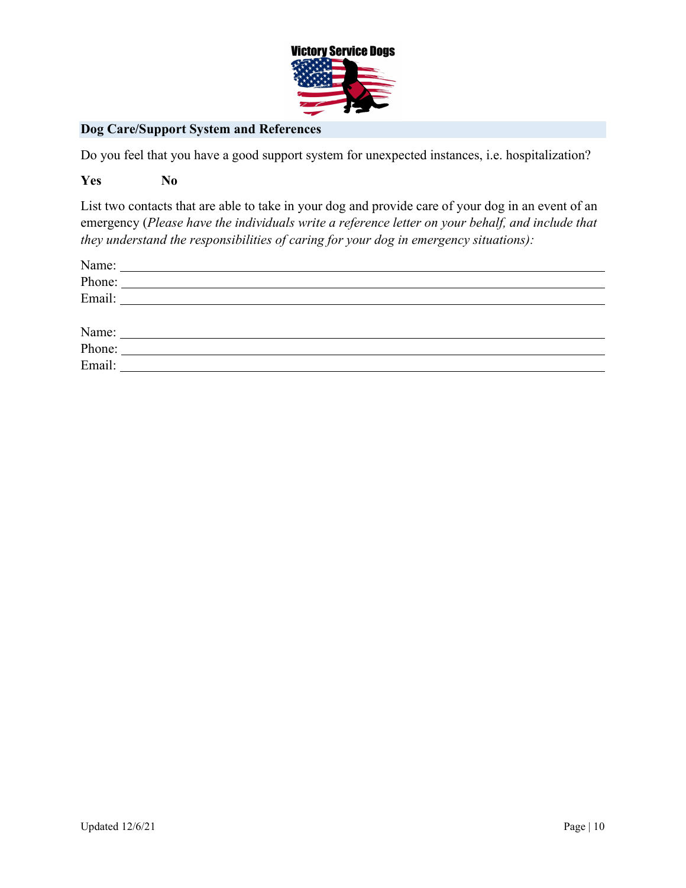## Dog Care/Support System and References

Do you feel that you have a good support system for unexpected instances, i.e. hospitalization?

**Yes** **No**

List two contacts that are able to take in your dog and provide care of your dog in an event of an emergency (*Please have the individuals write a reference letter on your behalf, and include that they understand the responsibilities of caring for your dog in emergency situations):*

Name: ____________________
Phone: ____________________
Email: ____________________

Name: ____________________
Phone: ____________________
Email: ____________________

Updated 12/6/21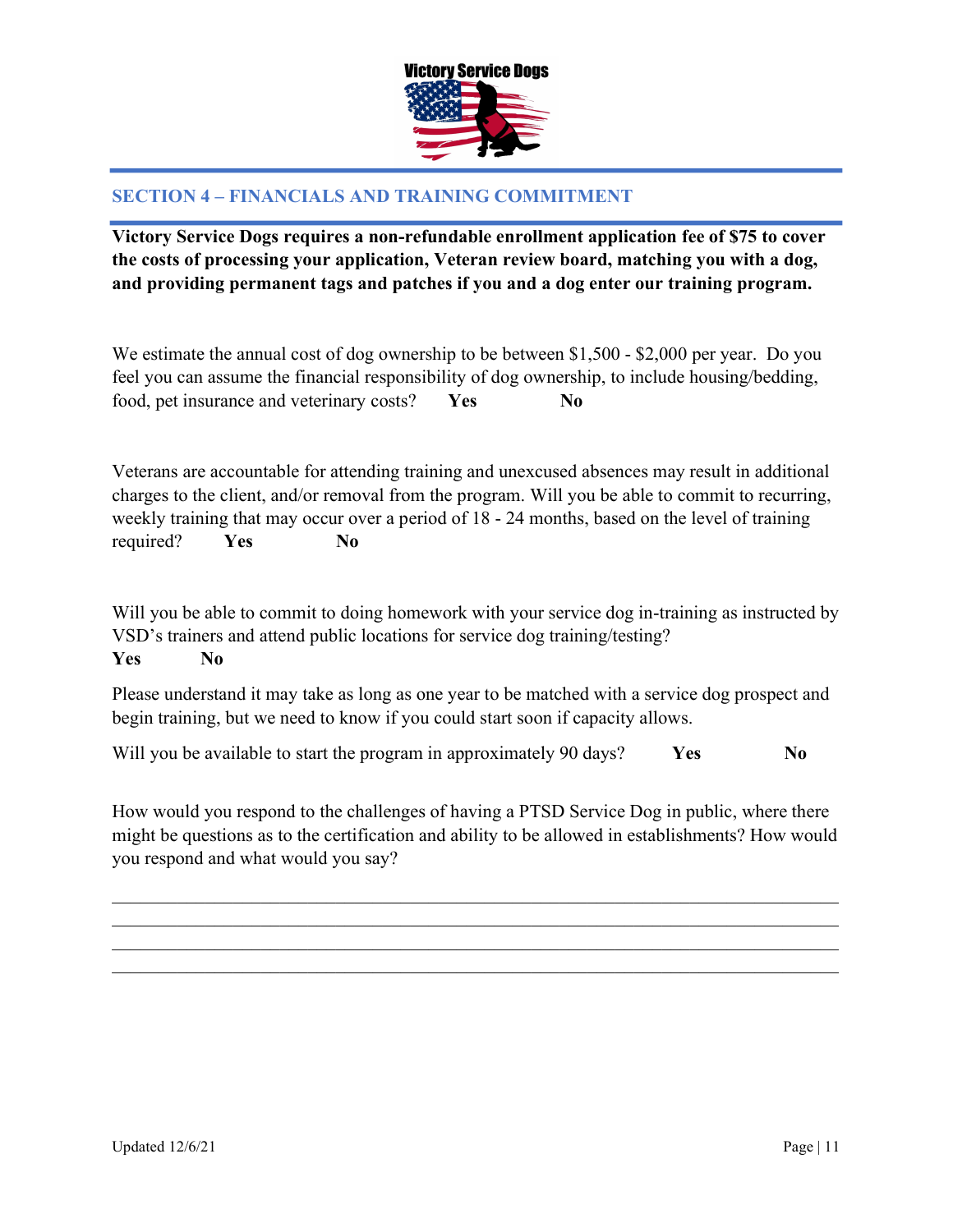Victory Service Dogs

## SECTION 4 – FINANCIALS AND TRAINING COMMITMENT

**Victory Service Dogs requires a non-refundable enrollment application fee of $75 to cover the costs of processing your application, Veteran review board, matching you with a dog, and providing permanent tags and patches if you and a dog enter our training program.**

We estimate the annual cost of dog ownership to be between $1,500 - $2,000 per year. Do you feel you can assume the financial responsibility of dog ownership, to include housing/bedding, food, pet insurance and veterinary costs? **Yes** **No**

Veterans are accountable for attending training and unexcused absences may result in additional charges to the client, and/or removal from the program. Will you be able to commit to recurring, weekly training that may occur over a period of 18 - 24 months, based on the level of training required? **Yes** **No**

Will you be able to commit to doing homework with your service dog in-training as instructed by VSD's trainers and attend public locations for service dog training/testing?
**Yes** **No**

Please understand it may take as long as one year to be matched with a service dog prospect and begin training, but we need to know if you could start soon if capacity allows.

Will you be available to start the program in approximately 90 days? **Yes** **No**

How would you respond to the challenges of having a PTSD Service Dog in public, where there might be questions as to the certification and ability to be allowed in establishments? How would you respond and what would you say?

\_\_\_\_\_\_\_\_\_\_\_\_\_\_\_\_\_\_\_\_\_\_\_\_\_\_\_\_\_\_\_\_\_\_\_\_\_\_\_\_\_\_\_\_\_\_\_\_\_\_\_\_\_\_\_\_\_\_\_\_\_\_\_\_\_\_\_\_\_\_\_\_\_\_\_\_
\_\_\_\_\_\_\_\_\_\_\_\_\_\_\_\_\_\_\_\_\_\_\_\_\_\_\_\_\_\_\_\_\_\_\_\_\_\_\_\_\_\_\_\_\_\_\_\_\_\_\_\_\_\_\_\_\_\_\_\_\_\_\_\_\_\_\_\_\_\_\_\_\_\_\_\_
\_\_\_\_\_\_\_\_\_\_\_\_\_\_\_\_\_\_\_\_\_\_\_\_\_\_\_\_\_\_\_\_\_\_\_\_\_\_\_\_\_\_\_\_\_\_\_\_\_\_\_\_\_\_\_\_\_\_\_\_\_\_\_\_\_\_\_\_\_\_\_\_\_\_\_\_
\_\_\_\_\_\_\_\_\_\_\_\_\_\_\_\_\_\_\_\_\_\_\_\_\_\_\_\_\_\_\_\_\_\_\_\_\_\_\_\_\_\_\_\_\_\_\_\_\_\_\_\_\_\_\_\_\_\_\_\_\_\_\_\_\_\_\_\_\_\_\_\_\_\_\_\_

Updated 12/6/21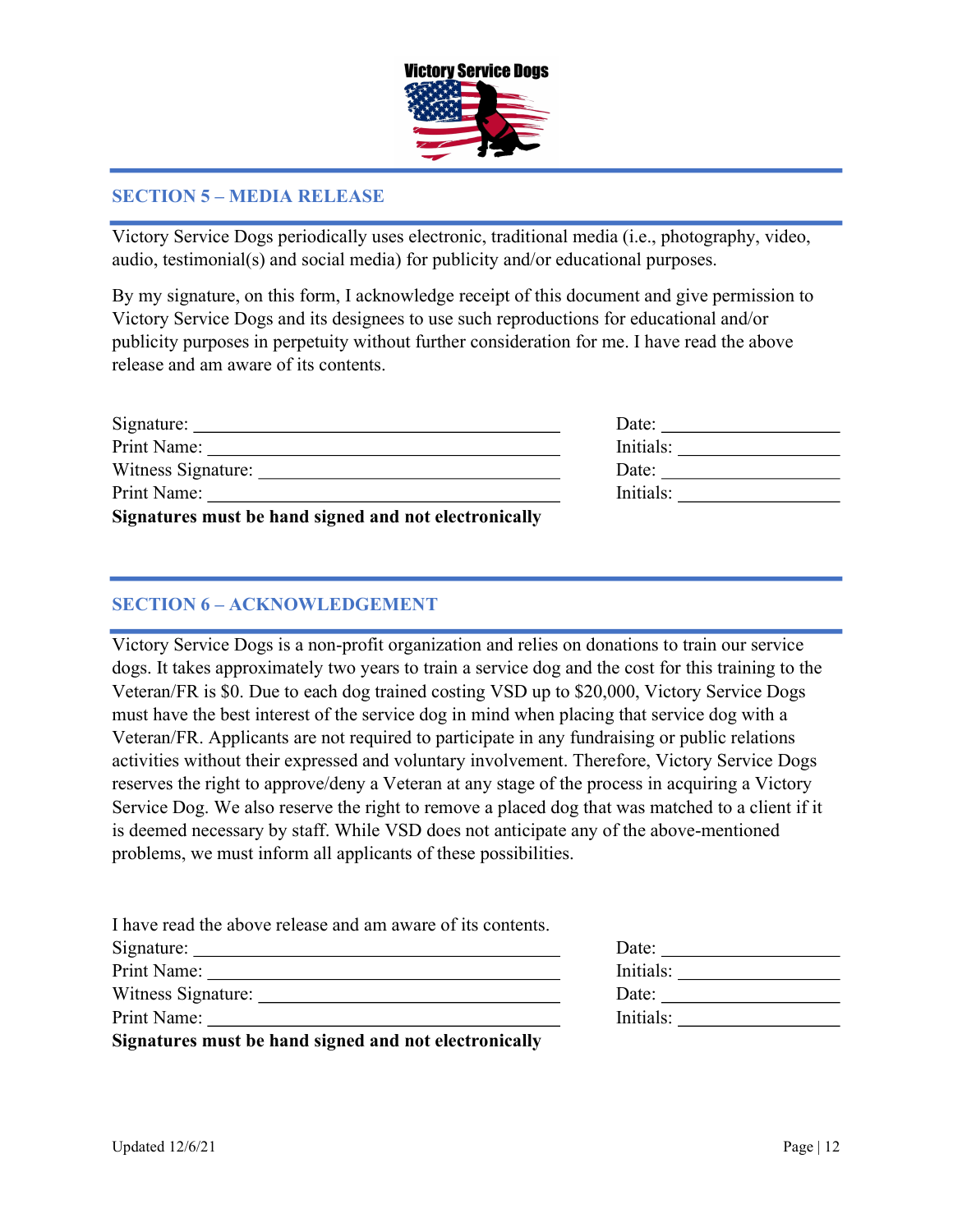## SECTION 5 – MEDIA RELEASE

Victory Service Dogs periodically uses electronic, traditional media (i.e., photography, video, audio, testimonial(s) and social media) for publicity and/or educational purposes.

By my signature, on this form, I acknowledge receipt of this document and give permission to Victory Service Dogs and its designees to use such reproductions for educational and/or publicity purposes in perpetuity without further consideration for me. I have read the above release and am aware of its contents.

Signature: ______________________________ Date: ______________
Print Name: ______________________________ Initials: ______________
Witness Signature: ______________________________ Date: ______________
Print Name: ______________________________ Initials: ______________
**Signatures must be hand signed and not electronically**

## SECTION 6 – ACKNOWLEDGEMENT

Victory Service Dogs is a non-profit organization and relies on donations to train our service dogs. It takes approximately two years to train a service dog and the cost for this training to the Veteran/FR is $0. Due to each dog trained costing VSD up to $20,000, Victory Service Dogs must have the best interest of the service dog in mind when placing that service dog with a Veteran/FR. Applicants are not required to participate in any fundraising or public relations activities without their expressed and voluntary involvement. Therefore, Victory Service Dogs reserves the right to approve/deny a Veteran at any stage of the process in acquiring a Victory Service Dog. We also reserve the right to remove a placed dog that was matched to a client if it is deemed necessary by staff. While VSD does not anticipate any of the above-mentioned problems, we must inform all applicants of these possibilities.

I have read the above release and am aware of its contents.
Signature: ______________________________ Date: ______________
Print Name: ______________________________ Initials: ______________
Witness Signature: ______________________________ Date: ______________
Print Name: ______________________________ Initials: ______________
**Signatures must be hand signed and not electronically**

Updated 12/6/21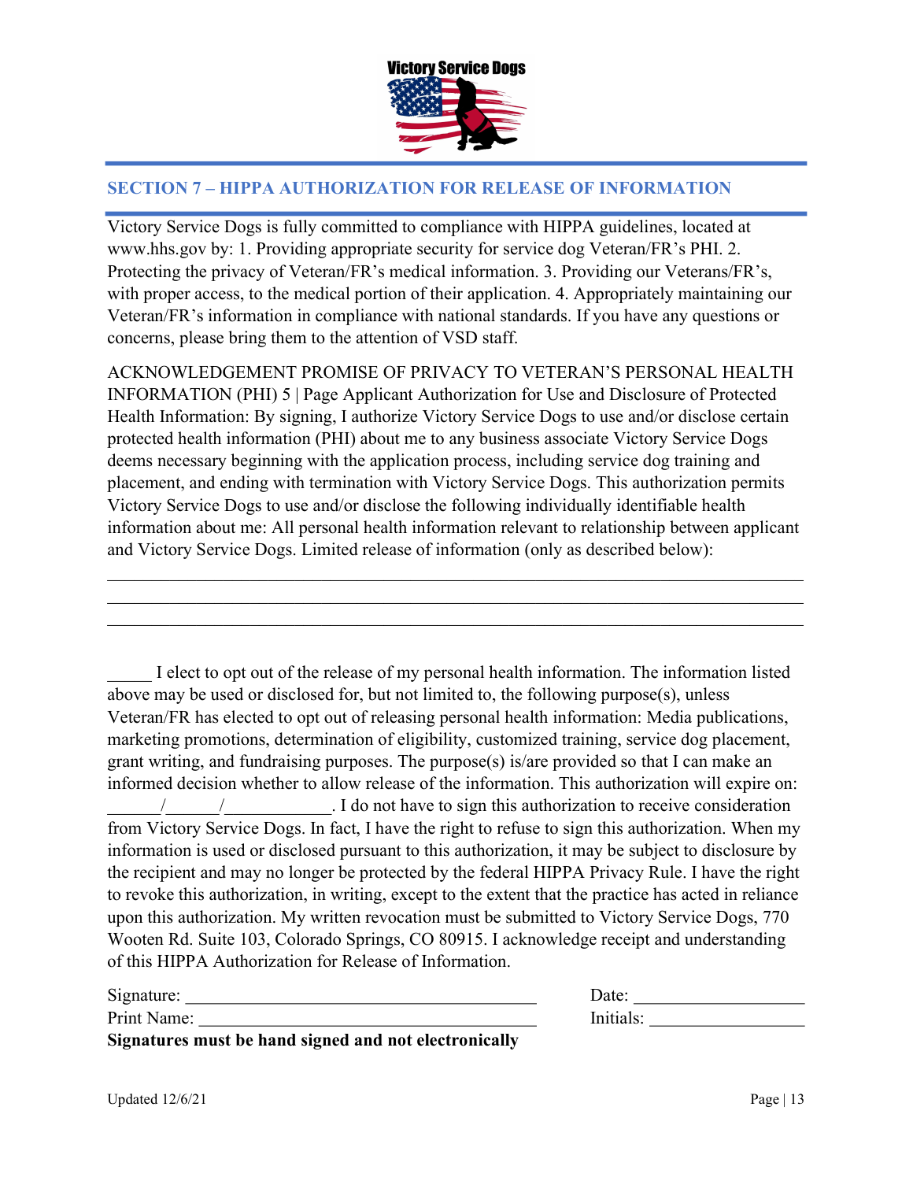Victory Service Dogs

## SECTION 7 – HIPPA AUTHORIZATION FOR RELEASE OF INFORMATION

Victory Service Dogs is fully committed to compliance with HIPPA guidelines, located at www.hhs.gov by: 1. Providing appropriate security for service dog Veteran/FR's PHI. 2. Protecting the privacy of Veteran/FR's medical information. 3. Providing our Veterans/FR's, with proper access, to the medical portion of their application. 4. Appropriately maintaining our Veteran/FR's information in compliance with national standards. If you have any questions or concerns, please bring them to the attention of VSD staff.

ACKNOWLEDGEMENT PROMISE OF PRIVACY TO VETERAN'S PERSONAL HEALTH INFORMATION (PHI) 5 | Page Applicant Authorization for Use and Disclosure of Protected Health Information: By signing, I authorize Victory Service Dogs to use and/or disclose certain protected health information (PHI) about me to any business associate Victory Service Dogs deems necessary beginning with the application process, including service dog training and placement, and ending with termination with Victory Service Dogs. This authorization permits Victory Service Dogs to use and/or disclose the following individually identifiable health information about me: All personal health information relevant to relationship between applicant and Victory Service Dogs. Limited release of information (only as described below):

______________________________________________________________________________

______________________________________________________________________________

______________________________________________________________________________

_____ I elect to opt out of the release of my personal health information. The information listed above may be used or disclosed for, but not limited to, the following purpose(s), unless Veteran/FR has elected to opt out of releasing personal health information: Media publications, marketing promotions, determination of eligibility, customized training, service dog placement, grant writing, and fundraising purposes. The purpose(s) is/are provided so that I can make an informed decision whether to allow release of the information. This authorization will expire on: ______/______/____________. I do not have to sign this authorization to receive consideration from Victory Service Dogs. In fact, I have the right to refuse to sign this authorization. When my information is used or disclosed pursuant to this authorization, it may be subject to disclosure by the recipient and may no longer be protected by the federal HIPPA Privacy Rule. I have the right to revoke this authorization, in writing, except to the extent that the practice has acted in reliance upon this authorization. My written revocation must be submitted to Victory Service Dogs, 770 Wooten Rd. Suite 103, Colorado Springs, CO 80915. I acknowledge receipt and understanding of this HIPPA Authorization for Release of Information.

Signature: ________________________________________ Date: ___________________

Print Name: _______________________________________ Initials: _________________

**Signatures must be hand signed and not electronically**

Updated 12/6/21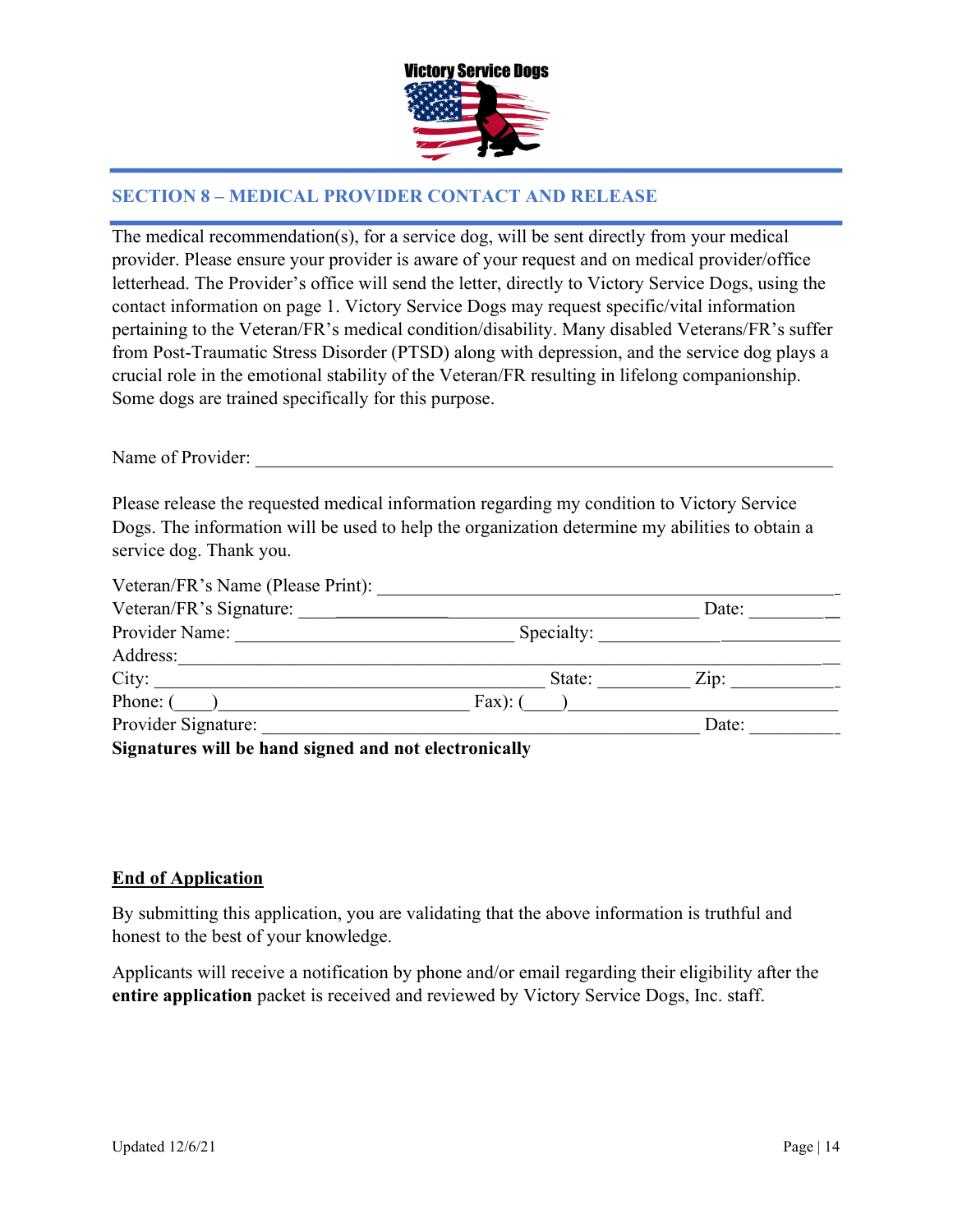Victory Service Dogs

## SECTION 8 – MEDICAL PROVIDER CONTACT AND RELEASE

The medical recommendation(s), for a service dog, will be sent directly from your medical provider. Please ensure your provider is aware of your request and on medical provider/office letterhead. The Provider's office will send the letter, directly to Victory Service Dogs, using the contact information on page 1. Victory Service Dogs may request specific/vital information pertaining to the Veteran/FR's medical condition/disability. Many disabled Veterans/FR's suffer from Post-Traumatic Stress Disorder (PTSD) along with depression, and the service dog plays a crucial role in the emotional stability of the Veteran/FR resulting in lifelong companionship. Some dogs are trained specifically for this purpose.

Name of Provider: ______________________________________________________________

Please release the requested medical information regarding my condition to Victory Service Dogs. The information will be used to help the organization determine my abilities to obtain a service dog. Thank you.

Veteran/FR's Name (Please Print): _______________________________________________

Veteran/FR's Signature: ________________________________________ Date: __________

Provider Name: ______________________________ Specialty: _________________________

Address: ______________________________________________________________________

City: ___________________________________________ State: __________ Zip: __________

Phone: (____)__________________________ Fax): (____)_____________________________

Provider Signature: _______________________________________________ Date: __________

**Signatures will be hand signed and not electronically**

**End of Application**

By submitting this application, you are validating that the above information is truthful and honest to the best of your knowledge.

Applicants will receive a notification by phone and/or email regarding their eligibility after the **entire application** packet is received and reviewed by Victory Service Dogs, Inc. staff.

Updated 12/6/21